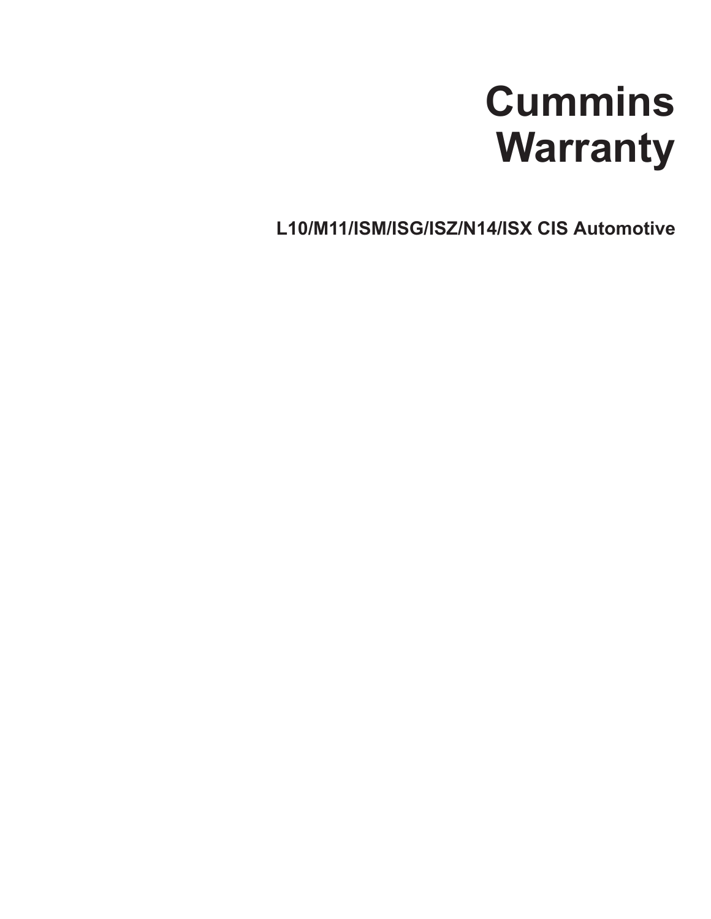# Cummins Warranty

**L10/M11/ISM/ISG/ISZ/N14/ISX CIS Automotive**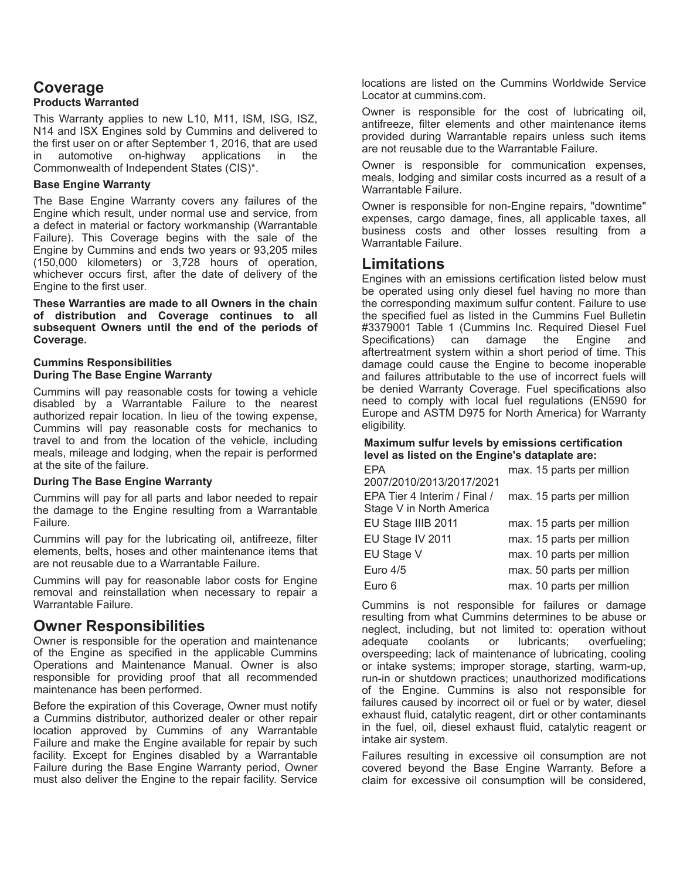## Coverage

### Products Warranted

This Warranty applies to new L10, M11, ISM, ISG, ISZ, N14 and ISX Engines sold by Cummins and delivered to the first user on or after September 1, 2016, that are used in automotive on-highway applications in the Commonwealth of Independent States (CIS)*.

### Base Engine Warranty

The Base Engine Warranty covers any failures of the Engine which result, under normal use and service, from a defect in material or factory workmanship (Warrantable Failure). This Coverage begins with the sale of the Engine by Cummins and ends two years or 93,205 miles (150,000 kilometers) or 3,728 hours of operation, whichever occurs first, after the date of delivery of the Engine to the first user.

**These Warranties are made to all Owners in the chain of distribution and Coverage continues to all subsequent Owners until the end of the periods of Coverage.**

### Cummins Responsibilities During The Base Engine Warranty

Cummins will pay reasonable costs for towing a vehicle disabled by a Warrantable Failure to the nearest authorized repair location. In lieu of the towing expense, Cummins will pay reasonable costs for mechanics to travel to and from the location of the vehicle, including meals, mileage and lodging, when the repair is performed at the site of the failure.

### During The Base Engine Warranty

Cummins will pay for all parts and labor needed to repair the damage to the Engine resulting from a Warrantable Failure.

Cummins will pay for the lubricating oil, antifreeze, filter elements, belts, hoses and other maintenance items that are not reusable due to a Warrantable Failure.

Cummins will pay for reasonable labor costs for Engine removal and reinstallation when necessary to repair a Warrantable Failure.

## Owner Responsibilities

Owner is responsible for the operation and maintenance of the Engine as specified in the applicable Cummins Operations and Maintenance Manual. Owner is also responsible for providing proof that all recommended maintenance has been performed.

Before the expiration of this Coverage, Owner must notify a Cummins distributor, authorized dealer or other repair location approved by Cummins of any Warrantable Failure and make the Engine available for repair by such facility. Except for Engines disabled by a Warrantable Failure during the Base Engine Warranty period, Owner must also deliver the Engine to the repair facility. Service locations are listed on the Cummins Worldwide Service Locator at cummins.com.

Owner is responsible for the cost of lubricating oil, antifreeze, filter elements and other maintenance items provided during Warrantable repairs unless such items are not reusable due to the Warrantable Failure.

Owner is responsible for communication expenses, meals, lodging and similar costs incurred as a result of a Warrantable Failure.

Owner is responsible for non-Engine repairs, "downtime" expenses, cargo damage, fines, all applicable taxes, all business costs and other losses resulting from a Warrantable Failure.

## Limitations

Engines with an emissions certification listed below must be operated using only diesel fuel having no more than the corresponding maximum sulfur content. Failure to use the specified fuel as listed in the Cummins Fuel Bulletin #3379001 Table 1 (Cummins Inc. Required Diesel Fuel Specifications) can damage the Engine and aftertreatment system within a short period of time. This damage could cause the Engine to become inoperable and failures attributable to the use of incorrect fuels will be denied Warranty Coverage. Fuel specifications also need to comply with local fuel regulations (EN590 for Europe and ASTM D975 for North America) for Warranty eligibility.

**Maximum sulfur levels by emissions certification level as listed on the Engine's dataplate are:**

| | |
|---|---|
| EPA 2007/2010/2013/2017/2021 | max. 15 parts per million |
| EPA Tier 4 Interim / Final / Stage V in North America | max. 15 parts per million |
| EU Stage IIIB 2011 | max. 15 parts per million |
| EU Stage IV 2011 | max. 15 parts per million |
| EU Stage V | max. 10 parts per million |
| Euro 4/5 | max. 50 parts per million |
| Euro 6 | max. 10 parts per million |

Cummins is not responsible for failures or damage resulting from what Cummins determines to be abuse or neglect, including, but not limited to: operation without adequate coolants or lubricants; overfueling; overspeeding; lack of maintenance of lubricating, cooling or intake systems; improper storage, starting, warm-up, run-in or shutdown practices; unauthorized modifications of the Engine. Cummins is also not responsible for failures caused by incorrect oil or fuel or by water, diesel exhaust fluid, catalytic reagent, dirt or other contaminants in the fuel, oil, diesel exhaust fluid, catalytic reagent or intake air system.

Failures resulting in excessive oil consumption are not covered beyond the Base Engine Warranty. Before a claim for excessive oil consumption will be considered,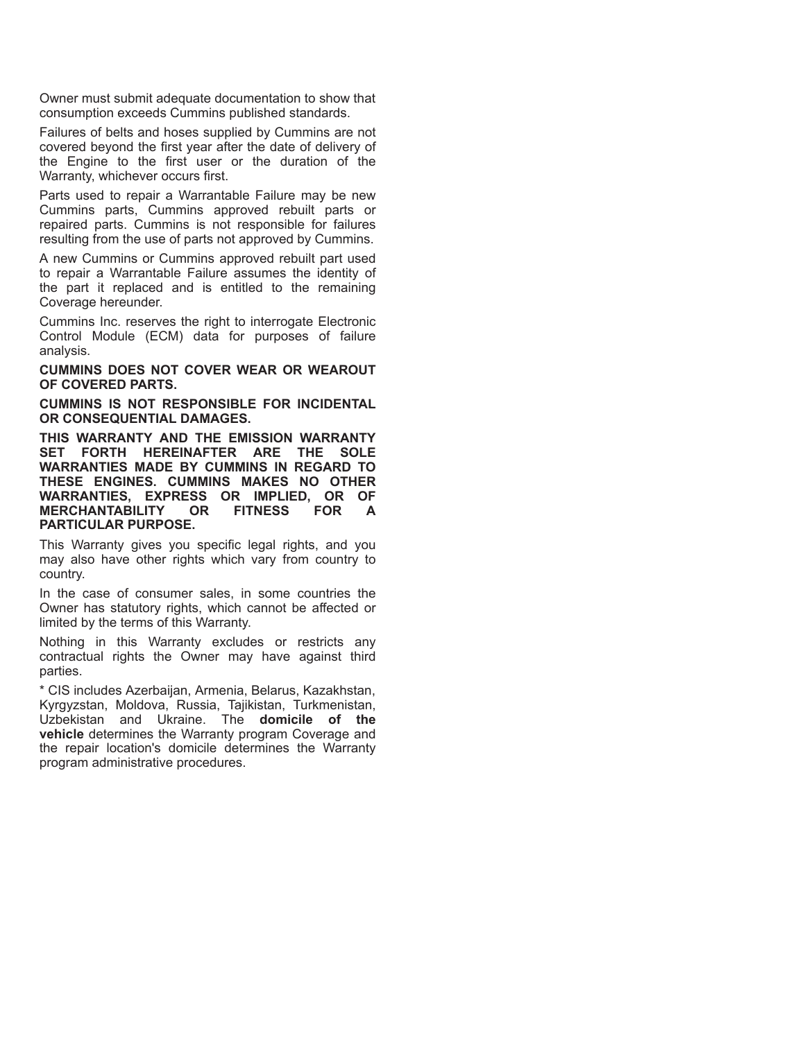Owner must submit adequate documentation to show that consumption exceeds Cummins published standards.

Failures of belts and hoses supplied by Cummins are not covered beyond the first year after the date of delivery of the Engine to the first user or the duration of the Warranty, whichever occurs first.

Parts used to repair a Warrantable Failure may be new Cummins parts, Cummins approved rebuilt parts or repaired parts. Cummins is not responsible for failures resulting from the use of parts not approved by Cummins.

A new Cummins or Cummins approved rebuilt part used to repair a Warrantable Failure assumes the identity of the part it replaced and is entitled to the remaining Coverage hereunder.

Cummins Inc. reserves the right to interrogate Electronic Control Module (ECM) data for purposes of failure analysis.

**CUMMINS DOES NOT COVER WEAR OR WEAROUT OF COVERED PARTS.**

**CUMMINS IS NOT RESPONSIBLE FOR INCIDENTAL OR CONSEQUENTIAL DAMAGES.**

**THIS WARRANTY AND THE EMISSION WARRANTY SET FORTH HEREINAFTER ARE THE SOLE WARRANTIES MADE BY CUMMINS IN REGARD TO THESE ENGINES. CUMMINS MAKES NO OTHER WARRANTIES, EXPRESS OR IMPLIED, OR OF MERCHANTABILITY OR FITNESS FOR A PARTICULAR PURPOSE.**

This Warranty gives you specific legal rights, and you may also have other rights which vary from country to country.

In the case of consumer sales, in some countries the Owner has statutory rights, which cannot be affected or limited by the terms of this Warranty.

Nothing in this Warranty excludes or restricts any contractual rights the Owner may have against third parties.

* CIS includes Azerbaijan, Armenia, Belarus, Kazakhstan, Kyrgyzstan, Moldova, Russia, Tajikistan, Turkmenistan, Uzbekistan and Ukraine. The **domicile of the vehicle** determines the Warranty program Coverage and the repair location's domicile determines the Warranty program administrative procedures.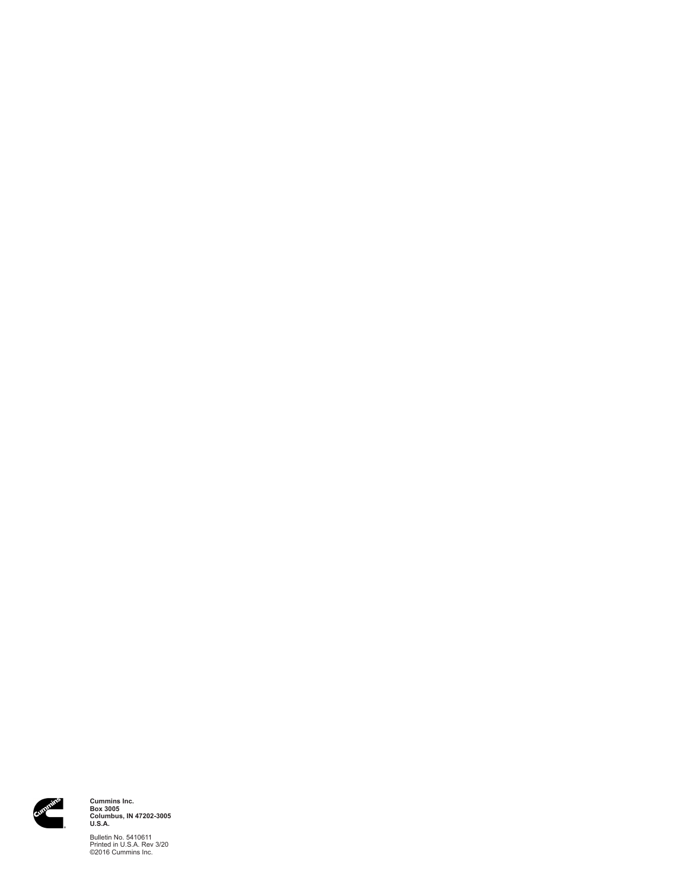**Cummins Inc.**
**Box 3005**
**Columbus, IN 47202-3005**
**U.S.A.**

Bulletin No. 5410611
Printed in U.S.A. Rev 3/20
©2016 Cummins Inc.